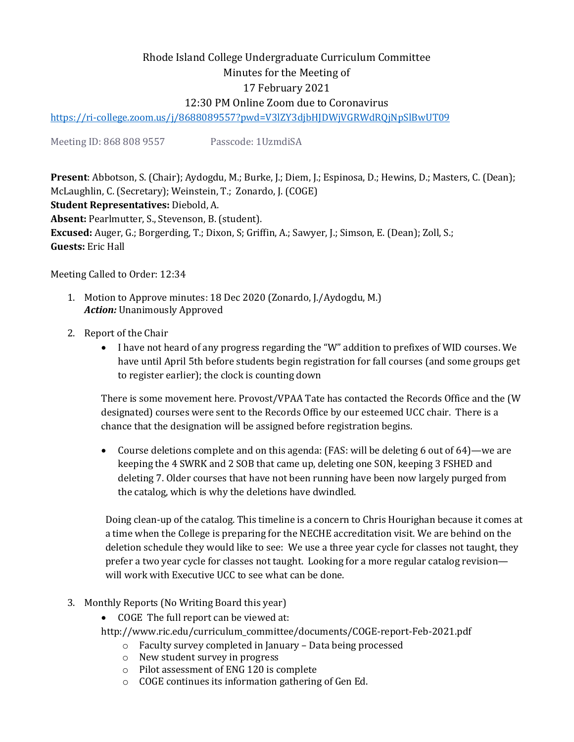Rhode Island College Undergraduate Curriculum Committee
Minutes for the Meeting of
17 February 2021
12:30 PM Online Zoom due to Coronavirus

https://ri-college.zoom.us/j/8688089557?pwd=V3lZY3djbHJDWjVGRWdRQjNpSlBwUT09

Meeting ID: 868 808 9557 Passcode: 1UzmdiSA

**Present**: Abbotson, S. (Chair); Aydogdu, M.; Burke, J.; Diem, J.; Espinosa, D.; Hewins, D.; Masters, C. (Dean); McLaughlin, C. (Secretary); Weinstein, T.; Zonardo, J. (COGE)
**Student Representatives:** Diebold, A.
**Absent:** Pearlmutter, S., Stevenson, B. (student).
**Excused:** Auger, G.; Borgerding, T.; Dixon, S; Griffin, A.; Sawyer, J.; Simson, E. (Dean); Zoll, S.;
**Guests:** Eric Hall

Meeting Called to Order: 12:34

1. Motion to Approve minutes: 18 Dec 2020 (Zonardo, J./Aydogdu, M.)
   ***Action:*** Unanimously Approved

2. Report of the Chair
   - I have not heard of any progress regarding the "W" addition to prefixes of WID courses. We have until April 5th before students begin registration for fall courses (and some groups get to register earlier); the clock is counting down

   There is some movement here. Provost/VPAA Tate has contacted the Records Office and the (W designated) courses were sent to the Records Office by our esteemed UCC chair. There is a chance that the designation will be assigned before registration begins.

   - Course deletions complete and on this agenda: (FAS: will be deleting 6 out of 64)—we are keeping the 4 SWRK and 2 SOB that came up, deleting one SON, keeping 3 FSHED and deleting 7. Older courses that have not been running have been now largely purged from the catalog, which is why the deletions have dwindled.

   Doing clean-up of the catalog. This timeline is a concern to Chris Hourighan because it comes at a time when the College is preparing for the NECHE accreditation visit. We are behind on the deletion schedule they would like to see: We use a three year cycle for classes not taught, they prefer a two year cycle for classes not taught. Looking for a more regular catalog revision—will work with Executive UCC to see what can be done.

3. Monthly Reports (No Writing Board this year)
   - COGE The full report can be viewed at:

   http://www.ric.edu/curriculum_committee/documents/COGE-report-Feb-2021.pdf
     - Faculty survey completed in January – Data being processed
     - New student survey in progress
     - Pilot assessment of ENG 120 is complete
     - COGE continues its information gathering of Gen Ed.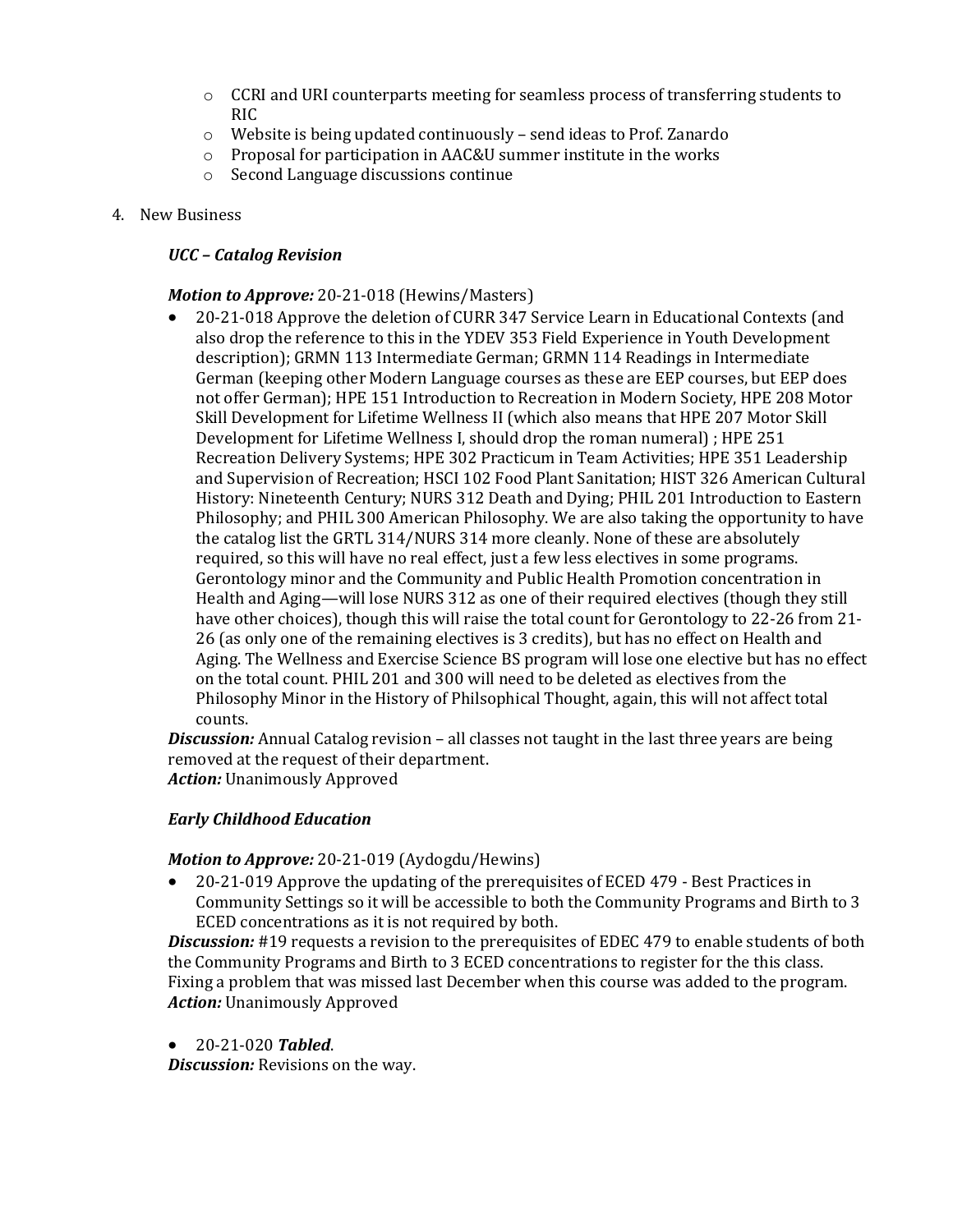- CCRI and URI counterparts meeting for seamless process of transferring students to RIC
- Website is being updated continuously – send ideas to Prof. Zanardo
- Proposal for participation in AAC&U summer institute in the works
- Second Language discussions continue

4. New Business

***UCC – Catalog Revision***

***Motion to Approve:*** 20-21-018 (Hewins/Masters)

- 20-21-018 Approve the deletion of CURR 347 Service Learn in Educational Contexts (and also drop the reference to this in the YDEV 353 Field Experience in Youth Development description); GRMN 113 Intermediate German; GRMN 114 Readings in Intermediate German (keeping other Modern Language courses as these are EEP courses, but EEP does not offer German); HPE 151 Introduction to Recreation in Modern Society, HPE 208 Motor Skill Development for Lifetime Wellness II (which also means that HPE 207 Motor Skill Development for Lifetime Wellness I, should drop the roman numeral) ; HPE 251 Recreation Delivery Systems; HPE 302 Practicum in Team Activities; HPE 351 Leadership and Supervision of Recreation; HSCI 102 Food Plant Sanitation; HIST 326 American Cultural History: Nineteenth Century; NURS 312 Death and Dying; PHIL 201 Introduction to Eastern Philosophy; and PHIL 300 American Philosophy. We are also taking the opportunity to have the catalog list the GRTL 314/NURS 314 more cleanly. None of these are absolutely required, so this will have no real effect, just a few less electives in some programs. Gerontology minor and the Community and Public Health Promotion concentration in Health and Aging—will lose NURS 312 as one of their required electives (though they still have other choices), though this will raise the total count for Gerontology to 22-26 from 21-26 (as only one of the remaining electives is 3 credits), but has no effect on Health and Aging. The Wellness and Exercise Science BS program will lose one elective but has no effect on the total count. PHIL 201 and 300 will need to be deleted as electives from the Philosophy Minor in the History of Philsophical Thought, again, this will not affect total counts.

***Discussion:*** Annual Catalog revision – all classes not taught in the last three years are being removed at the request of their department.
***Action:*** Unanimously Approved

***Early Childhood Education***

***Motion to Approve:*** 20-21-019 (Aydogdu/Hewins)

- 20-21-019 Approve the updating of the prerequisites of ECED 479 - Best Practices in Community Settings so it will be accessible to both the Community Programs and Birth to 3 ECED concentrations as it is not required by both.

***Discussion:*** #19 requests a revision to the prerequisites of EDEC 479 to enable students of both the Community Programs and Birth to 3 ECED concentrations to register for the this class. Fixing a problem that was missed last December when this course was added to the program.
***Action:*** Unanimously Approved

- 20-21-020 ***Tabled***.

***Discussion:*** Revisions on the way.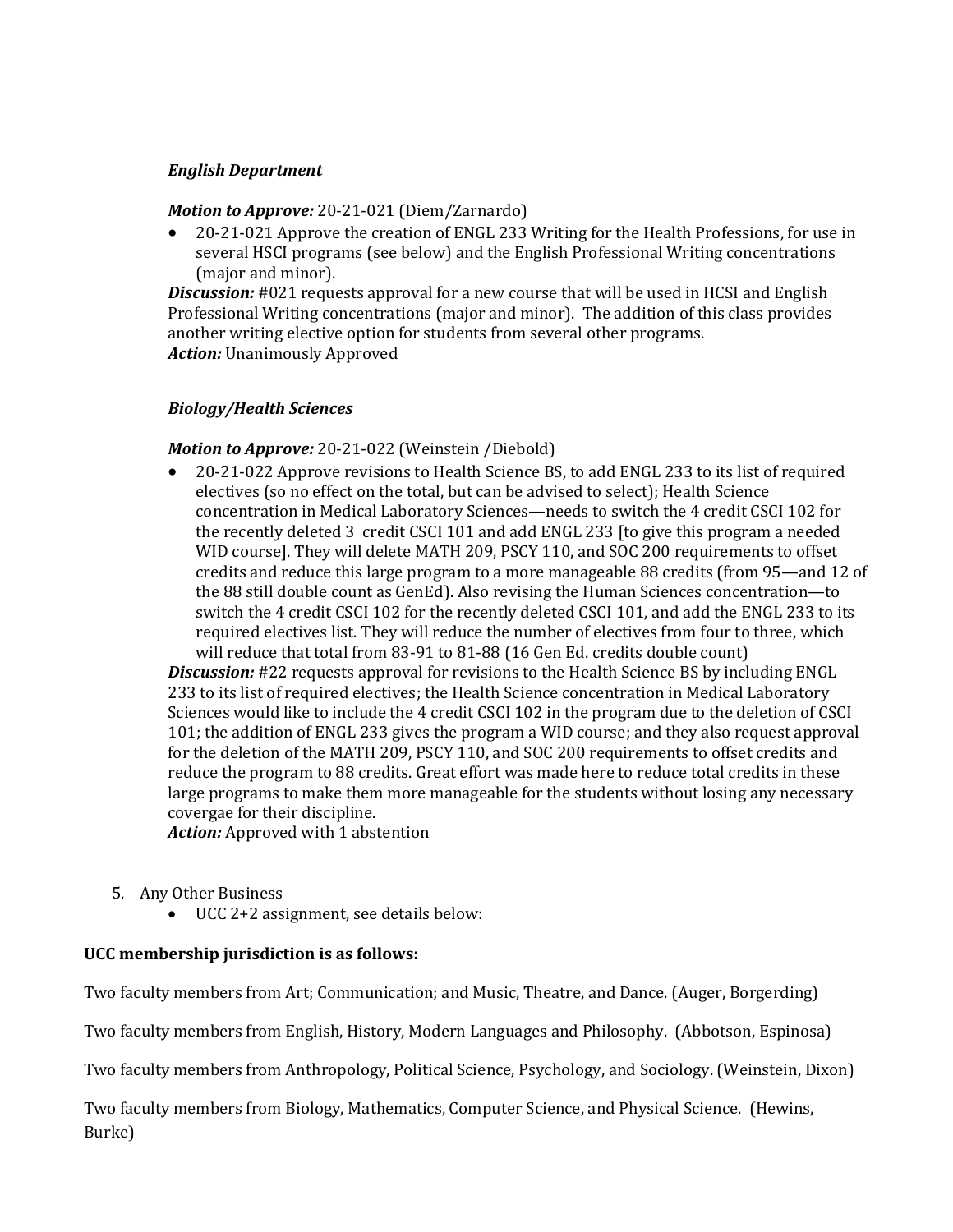***English Department***

***Motion to Approve:*** 20-21-021 (Diem/Zarnardo)

- 20-21-021 Approve the creation of ENGL 233 Writing for the Health Professions, for use in several HSCI programs (see below) and the English Professional Writing concentrations (major and minor).

***Discussion:*** #021 requests approval for a new course that will be used in HCSI and English Professional Writing concentrations (major and minor). The addition of this class provides another writing elective option for students from several other programs.
***Action:*** Unanimously Approved

***Biology/Health Sciences***

***Motion to Approve:*** 20-21-022 (Weinstein /Diebold)

- 20-21-022 Approve revisions to Health Science BS, to add ENGL 233 to its list of required electives (so no effect on the total, but can be advised to select); Health Science concentration in Medical Laboratory Sciences—needs to switch the 4 credit CSCI 102 for the recently deleted 3 credit CSCI 101 and add ENGL 233 [to give this program a needed WID course]. They will delete MATH 209, PSCY 110, and SOC 200 requirements to offset credits and reduce this large program to a more manageable 88 credits (from 95—and 12 of the 88 still double count as GenEd). Also revising the Human Sciences concentration—to switch the 4 credit CSCI 102 for the recently deleted CSCI 101, and add the ENGL 233 to its required electives list. They will reduce the number of electives from four to three, which will reduce that total from 83-91 to 81-88 (16 Gen Ed. credits double count)

***Discussion:*** #22 requests approval for revisions to the Health Science BS by including ENGL 233 to its list of required electives; the Health Science concentration in Medical Laboratory Sciences would like to include the 4 credit CSCI 102 in the program due to the deletion of CSCI 101; the addition of ENGL 233 gives the program a WID course; and they also request approval for the deletion of the MATH 209, PSCY 110, and SOC 200 requirements to offset credits and reduce the program to 88 credits. Great effort was made here to reduce total credits in these large programs to make them more manageable for the students without losing any necessary covergae for their discipline.
***Action:*** Approved with 1 abstention

5. Any Other Business
    - UCC 2+2 assignment, see details below:

**UCC membership jurisdiction is as follows:**

Two faculty members from Art; Communication; and Music, Theatre, and Dance. (Auger, Borgerding)

Two faculty members from English, History, Modern Languages and Philosophy. (Abbotson, Espinosa)

Two faculty members from Anthropology, Political Science, Psychology, and Sociology. (Weinstein, Dixon)

Two faculty members from Biology, Mathematics, Computer Science, and Physical Science. (Hewins, Burke)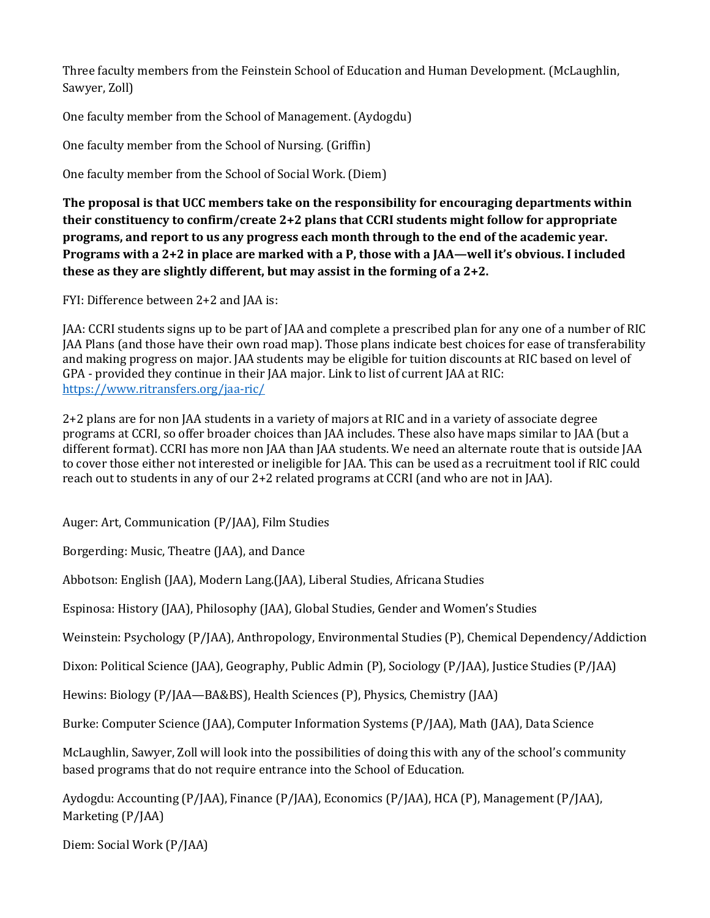Three faculty members from the Feinstein School of Education and Human Development. (McLaughlin, Sawyer, Zoll)

One faculty member from the School of Management. (Aydogdu)

One faculty member from the School of Nursing. (Griffin)

One faculty member from the School of Social Work. (Diem)

**The proposal is that UCC members take on the responsibility for encouraging departments within their constituency to confirm/create 2+2 plans that CCRI students might follow for appropriate programs, and report to us any progress each month through to the end of the academic year. Programs with a 2+2 in place are marked with a P, those with a JAA—well it's obvious. I included these as they are slightly different, but may assist in the forming of a 2+2.**

FYI: Difference between 2+2 and JAA is:

JAA: CCRI students signs up to be part of JAA and complete a prescribed plan for any one of a number of RIC JAA Plans (and those have their own road map). Those plans indicate best choices for ease of transferability and making progress on major. JAA students may be eligible for tuition discounts at RIC based on level of GPA - provided they continue in their JAA major. Link to list of current JAA at RIC: [https://www.ritransfers.org/jaa-ric/](https://www.ritransfers.org/jaa-ric/)

2+2 plans are for non JAA students in a variety of majors at RIC and in a variety of associate degree programs at CCRI, so offer broader choices than JAA includes. These also have maps similar to JAA (but a different format). CCRI has more non JAA than JAA students. We need an alternate route that is outside JAA to cover those either not interested or ineligible for JAA. This can be used as a recruitment tool if RIC could reach out to students in any of our 2+2 related programs at CCRI (and who are not in JAA).

Auger: Art, Communication (P/JAA), Film Studies

Borgerding: Music, Theatre (JAA), and Dance

Abbotson: English (JAA), Modern Lang.(JAA), Liberal Studies, Africana Studies

Espinosa: History (JAA), Philosophy (JAA), Global Studies, Gender and Women's Studies

Weinstein: Psychology (P/JAA), Anthropology, Environmental Studies (P), Chemical Dependency/Addiction

Dixon: Political Science (JAA), Geography, Public Admin (P), Sociology (P/JAA), Justice Studies (P/JAA)

Hewins: Biology (P/JAA—BA&BS), Health Sciences (P), Physics, Chemistry (JAA)

Burke: Computer Science (JAA), Computer Information Systems (P/JAA), Math (JAA), Data Science

McLaughlin, Sawyer, Zoll will look into the possibilities of doing this with any of the school's community based programs that do not require entrance into the School of Education.

Aydogdu: Accounting (P/JAA), Finance (P/JAA), Economics (P/JAA), HCA (P), Management (P/JAA), Marketing (P/JAA)

Diem: Social Work (P/JAA)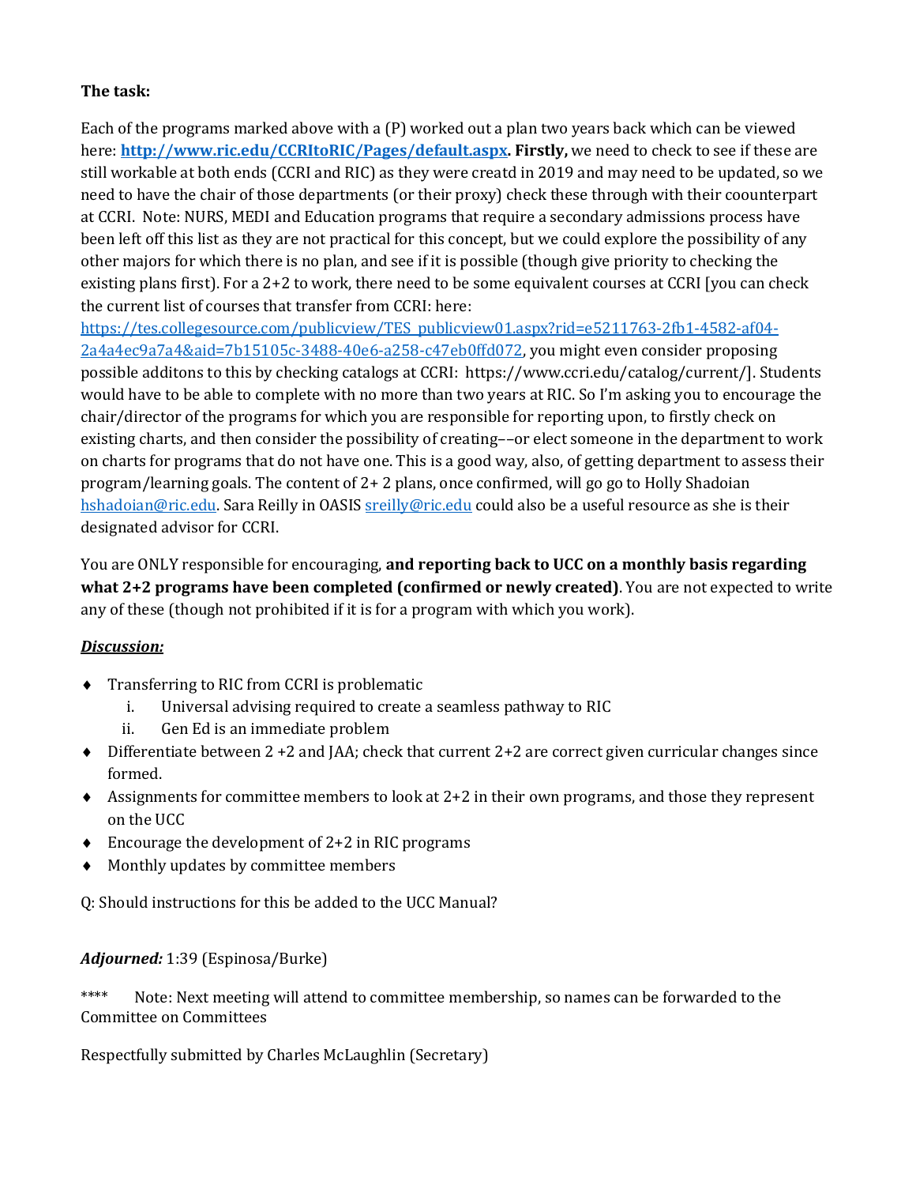**The task:**

Each of the programs marked above with a (P) worked out a plan two years back which can be viewed here: **[http://www.ric.edu/CCRItoRIC/Pages/default.aspx](http://www.ric.edu/CCRItoRIC/Pages/default.aspx). Firstly,** we need to check to see if these are still workable at both ends (CCRI and RIC) as they were creatd in 2019 and may need to be updated, so we need to have the chair of those departments (or their proxy) check these through with their coounterpart at CCRI. Note: NURS, MEDI and Education programs that require a secondary admissions process have been left off this list as they are not practical for this concept, but we could explore the possibility of any other majors for which there is no plan, and see if it is possible (though give priority to checking the existing plans first). For a 2+2 to work, there need to be some equivalent courses at CCRI [you can check the current list of courses that transfer from CCRI: here: [https://tes.collegesource.com/publicview/TES_publicview01.aspx?rid=e5211763-2fb1-4582-af04-2a4a4ec9a7a4&aid=7b15105c-3488-40e6-a258-c47eb0ffd072](https://tes.collegesource.com/publicview/TES_publicview01.aspx?rid=e5211763-2fb1-4582-af04-2a4a4ec9a7a4&aid=7b15105c-3488-40e6-a258-c47eb0ffd072), you might even consider proposing possible additons to this by checking catalogs at CCRI: https://www.ccri.edu/catalog/current/]. Students would have to be able to complete with no more than two years at RIC. So I'm asking you to encourage the chair/director of the programs for which you are responsible for reporting upon, to firstly check on existing charts, and then consider the possibility of creating––or elect someone in the department to work on charts for programs that do not have one. This is a good way, also, of getting department to assess their program/learning goals. The content of 2+ 2 plans, once confirmed, will go go to Holly Shadoian [hshadoian@ric.edu](mailto:hshadoian@ric.edu). Sara Reilly in OASIS [sreilly@ric.edu](mailto:sreilly@ric.edu) could also be a useful resource as she is their designated advisor for CCRI.

You are ONLY responsible for encouraging, **and reporting back to UCC on a monthly basis regarding what 2+2 programs have been completed (confirmed or newly created)**. You are not expected to write any of these (though not prohibited if it is for a program with which you work).

***Discussion:***

- Transferring to RIC from CCRI is problematic
  1. Universal advising required to create a seamless pathway to RIC
  2. Gen Ed is an immediate problem
- Differentiate between 2 +2 and JAA; check that current 2+2 are correct given curricular changes since formed.
- Assignments for committee members to look at 2+2 in their own programs, and those they represent on the UCC
- Encourage the development of 2+2 in RIC programs
- Monthly updates by committee members

Q: Should instructions for this be added to the UCC Manual?

***Adjourned:*** 1:39 (Espinosa/Burke)

**** Note: Next meeting will attend to committee membership, so names can be forwarded to the Committee on Committees

Respectfully submitted by Charles McLaughlin (Secretary)